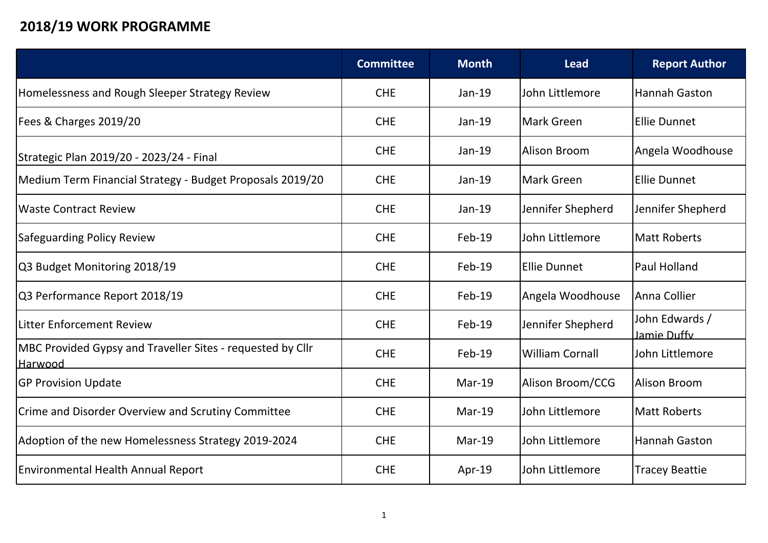## 2018/19 WORK PROGRAMME

| | Committee | Month | Lead | Report Author |
|---|---|---|---|---|
| Homelessness and Rough Sleeper Strategy Review | CHE | Jan-19 | John Littlemore | Hannah Gaston |
| Fees & Charges 2019/20 | CHE | Jan-19 | Mark Green | Ellie Dunnet |
| Strategic Plan 2019/20 - 2023/24 - Final | CHE | Jan-19 | Alison Broom | Angela Woodhouse |
| Medium Term Financial Strategy - Budget Proposals 2019/20 | CHE | Jan-19 | Mark Green | Ellie Dunnet |
| Waste Contract Review | CHE | Jan-19 | Jennifer Shepherd | Jennifer Shepherd |
| Safeguarding Policy Review | CHE | Feb-19 | John Littlemore | Matt Roberts |
| Q3 Budget Monitoring 2018/19 | CHE | Feb-19 | Ellie Dunnet | Paul Holland |
| Q3 Performance Report 2018/19 | CHE | Feb-19 | Angela Woodhouse | Anna Collier |
| Litter Enforcement Review | CHE | Feb-19 | Jennifer Shepherd | John Edwards / Jamie Duffy |
| MBC Provided Gypsy and Traveller Sites - requested by Cllr Harwood | CHE | Feb-19 | William Cornall | John Littlemore |
| GP Provision Update | CHE | Mar-19 | Alison Broom/CCG | Alison Broom |
| Crime and Disorder Overview and Scrutiny Committee | CHE | Mar-19 | John Littlemore | Matt Roberts |
| Adoption of the new Homelessness Strategy 2019-2024 | CHE | Mar-19 | John Littlemore | Hannah Gaston |
| Environmental Health Annual Report | CHE | Apr-19 | John Littlemore | Tracey Beattie |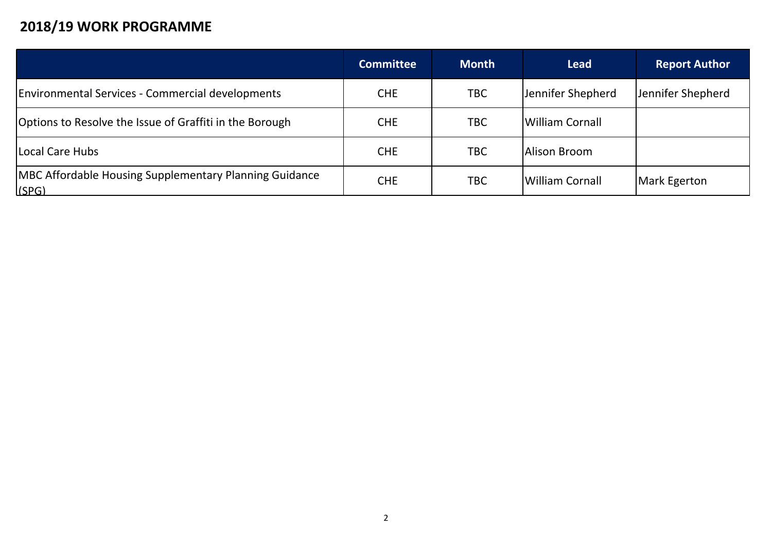## 2018/19 WORK PROGRAMME

| | Committee | Month | Lead | Report Author |
|---|---|---|---|---|
| Environmental Services - Commercial developments | CHE | TBC | Jennifer Shepherd | Jennifer Shepherd |
| Options to Resolve the Issue of Graffiti in the Borough | CHE | TBC | William Cornall | |
| Local Care Hubs | CHE | TBC | Alison Broom | |
| MBC Affordable Housing Supplementary Planning Guidance (SPG) | CHE | TBC | William Cornall | Mark Egerton |